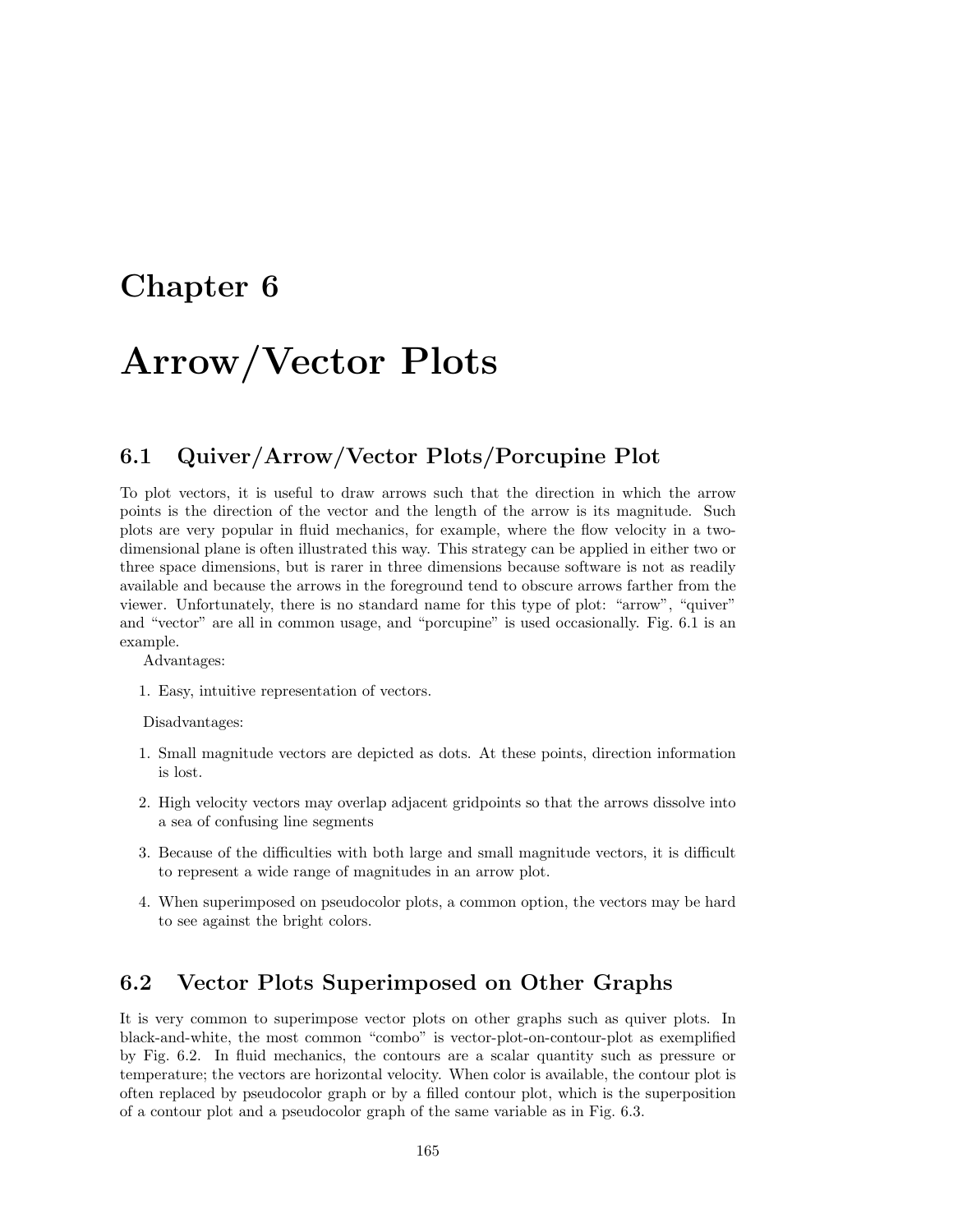# Chapter 6

# Arrow/Vector Plots

## 6.1 Quiver/Arrow/Vector Plots/Porcupine Plot

To plot vectors, it is useful to draw arrows such that the direction in which the arrow points is the direction of the vector and the length of the arrow is its magnitude. Such plots are very popular in fluid mechanics, for example, where the flow velocity in a two-dimensional plane is often illustrated this way. This strategy can be applied in either two or three space dimensions, but is rarer in three dimensions because software is not as readily available and because the arrows in the foreground tend to obscure arrows farther from the viewer. Unfortunately, there is no standard name for this type of plot: "arrow", "quiver" and "vector" are all in common usage, and "porcupine" is used occasionally. Fig. 6.1 is an example.

Advantages:

1. Easy, intuitive representation of vectors.

Disadvantages:

1. Small magnitude vectors are depicted as dots. At these points, direction information is lost.
2. High velocity vectors may overlap adjacent gridpoints so that the arrows dissolve into a sea of confusing line segments
3. Because of the difficulties with both large and small magnitude vectors, it is difficult to represent a wide range of magnitudes in an arrow plot.
4. When superimposed on pseudocolor plots, a common option, the vectors may be hard to see against the bright colors.

## 6.2 Vector Plots Superimposed on Other Graphs

It is very common to superimpose vector plots on other graphs such as quiver plots. In black-and-white, the most common "combo" is vector-plot-on-contour-plot as exemplified by Fig. 6.2. In fluid mechanics, the contours are a scalar quantity such as pressure or temperature; the vectors are horizontal velocity. When color is available, the contour plot is often replaced by pseudocolor graph or by a filled contour plot, which is the superposition of a contour plot and a pseudocolor graph of the same variable as in Fig. 6.3.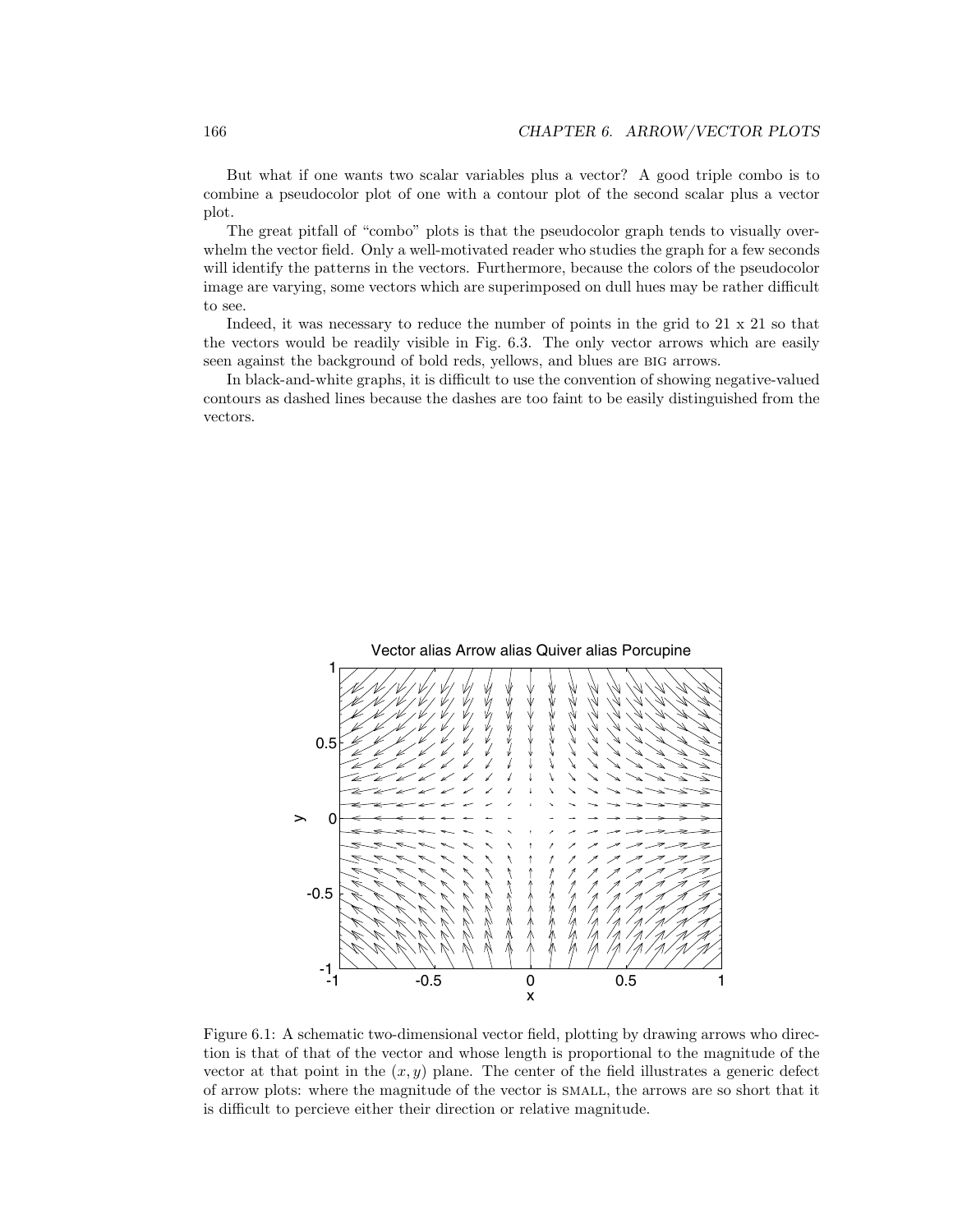But what if one wants two scalar variables plus a vector? A good triple combo is to combine a pseudocolor plot of one with a contour plot of the second scalar plus a vector plot.

The great pitfall of "combo" plots is that the pseudocolor graph tends to visually overwhelm the vector field. Only a well-motivated reader who studies the graph for a few seconds will identify the patterns in the vectors. Furthermore, because the colors of the pseudocolor image are varying, some vectors which are superimposed on dull hues may be rather difficult to see.

Indeed, it was necessary to reduce the number of points in the grid to 21 x 21 so that the vectors would be readily visible in Fig. 6.3. The only vector arrows which are easily seen against the background of bold reds, yellows, and blues are BIG arrows.

In black-and-white graphs, it is difficult to use the convention of showing negative-valued contours as dashed lines because the dashes are too faint to be easily distinguished from the vectors.

Figure 6.1: A schematic two-dimensional vector field, plotting by drawing arrows who direction is that of that of the vector and whose length is proportional to the magnitude of the vector at that point in the $(x, y)$ plane. The center of the field illustrates a generic defect of arrow plots: where the magnitude of the vector is SMALL, the arrows are so short that it is difficult to percieve either their direction or relative magnitude.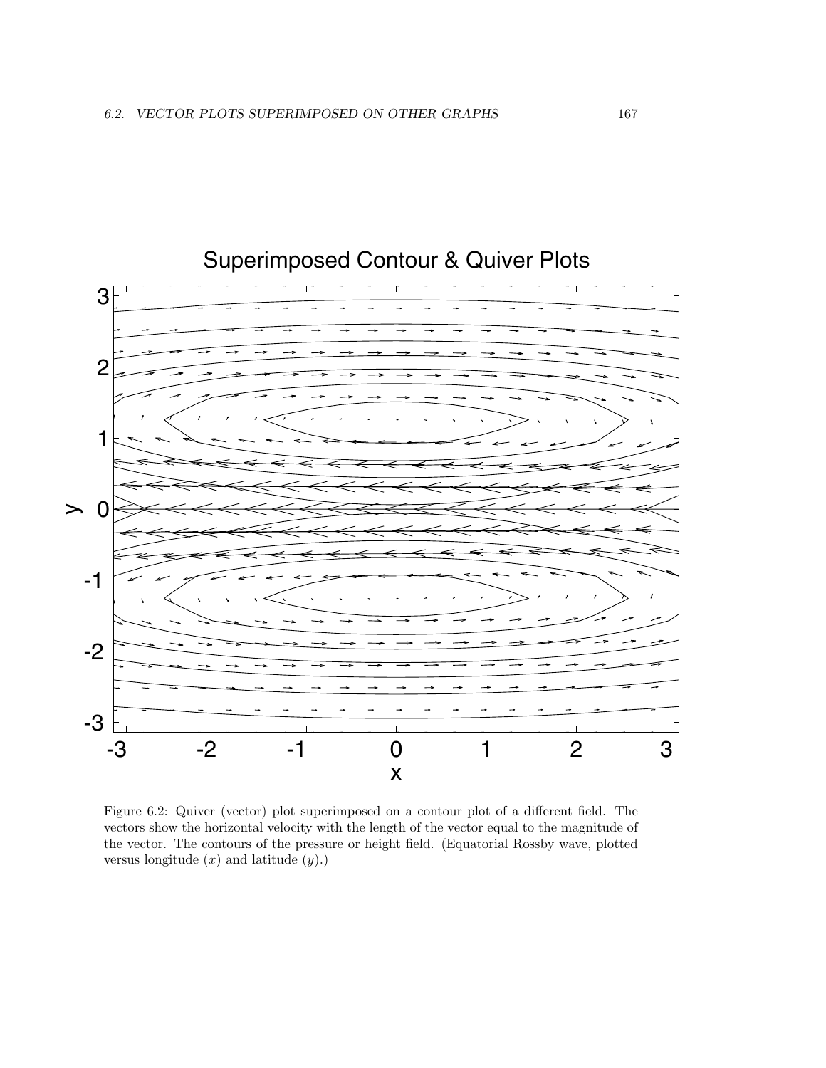Figure 6.2: Quiver (vector) plot superimposed on a contour plot of a different field. The vectors show the horizontal velocity with the length of the vector equal to the magnitude of the vector. The contours of the pressure or height field. (Equatorial Rossby wave, plotted versus longitude ($x$) and latitude ($y$).)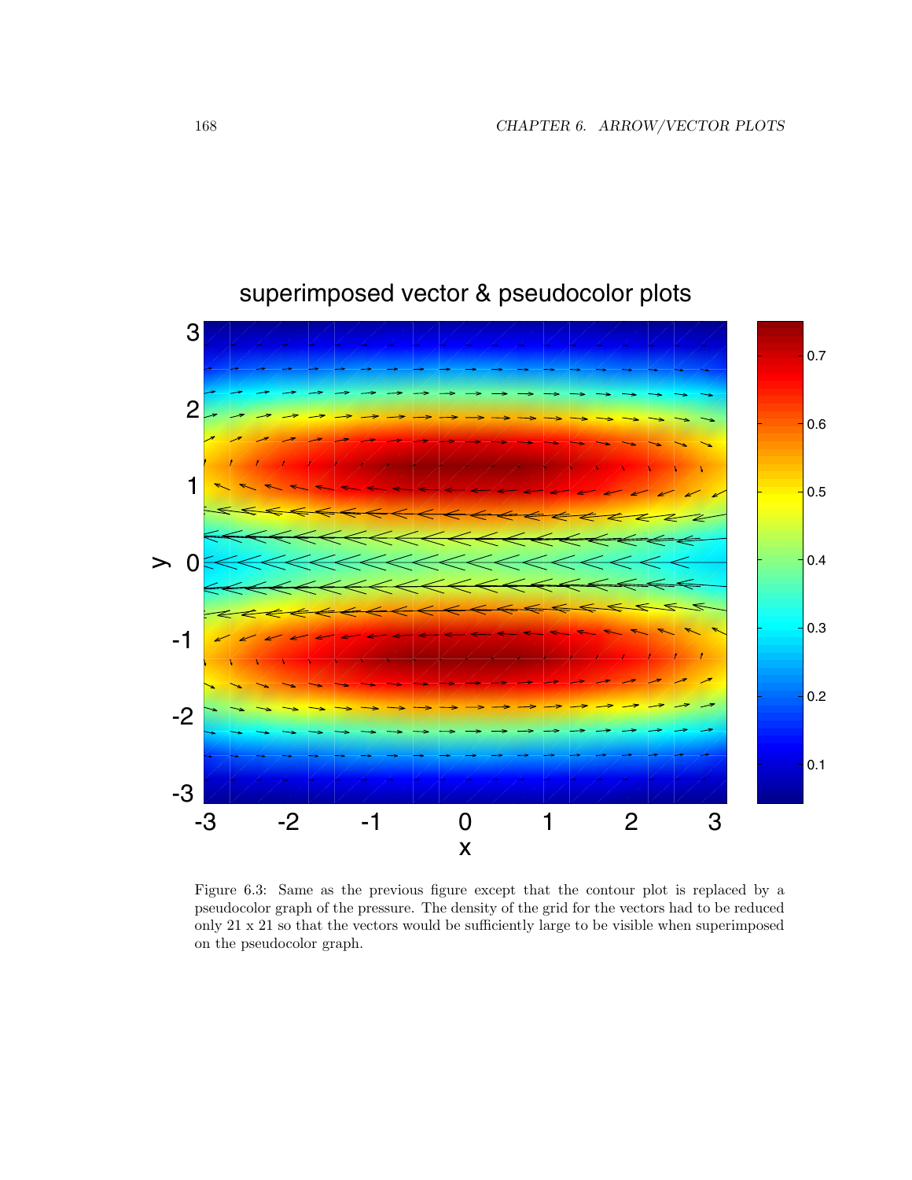Figure 6.3: Same as the previous figure except that the contour plot is replaced by a pseudocolor graph of the pressure. The density of the grid for the vectors had to be reduced only 21 x 21 so that the vectors would be sufficiently large to be visible when superimposed on the pseudocolor graph.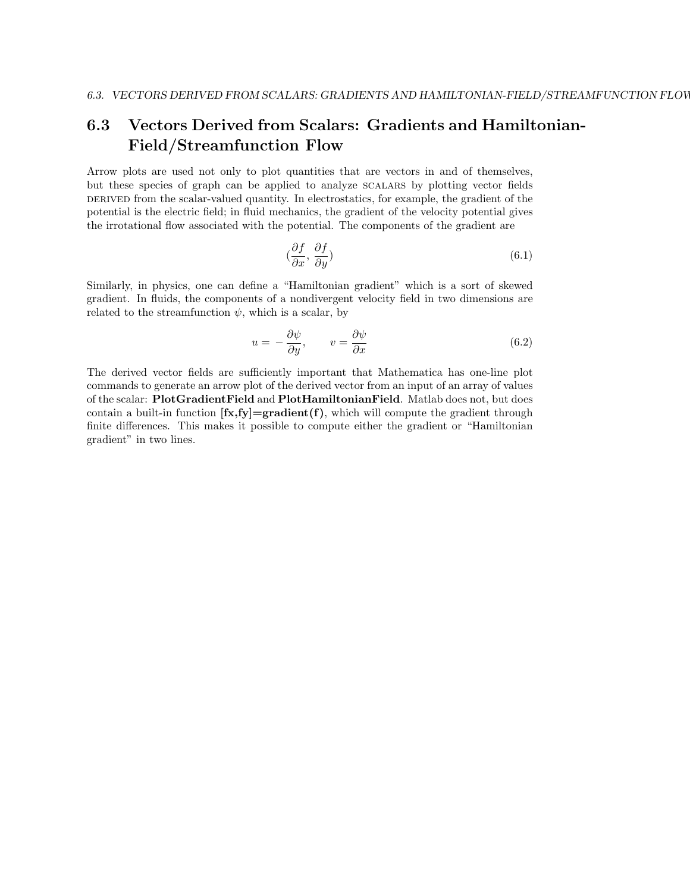## 6.3 Vectors Derived from Scalars: Gradients and Hamiltonian-Field/Streamfunction Flow

Arrow plots are used not only to plot quantities that are vectors in and of themselves, but these species of graph can be applied to analyze SCALARS by plotting vector fields DERIVED from the scalar-valued quantity. In electrostatics, for example, the gradient of the potential is the electric field; in fluid mechanics, the gradient of the velocity potential gives the irrotational flow associated with the potential. The components of the gradient are

$$\left(\frac{\partial f}{\partial x}, \frac{\partial f}{\partial y}\right) \tag{6.1}$$

Similarly, in physics, one can define a "Hamiltonian gradient" which is a sort of skewed gradient. In fluids, the components of a nondivergent velocity field in two dimensions are related to the streamfunction $\psi$, which is a scalar, by

$$u = -\frac{\partial \psi}{\partial y}, \qquad v = \frac{\partial \psi}{\partial x} \tag{6.2}$$

The derived vector fields are sufficiently important that Mathematica has one-line plot commands to generate an arrow plot of the derived vector from an input of an array of values of the scalar: **PlotGradientField** and **PlotHamiltonianField**. Matlab does not, but does contain a built-in function **[fx,fy]=gradient(f)**, which will compute the gradient through finite differences. This makes it possible to compute either the gradient or "Hamiltonian gradient" in two lines.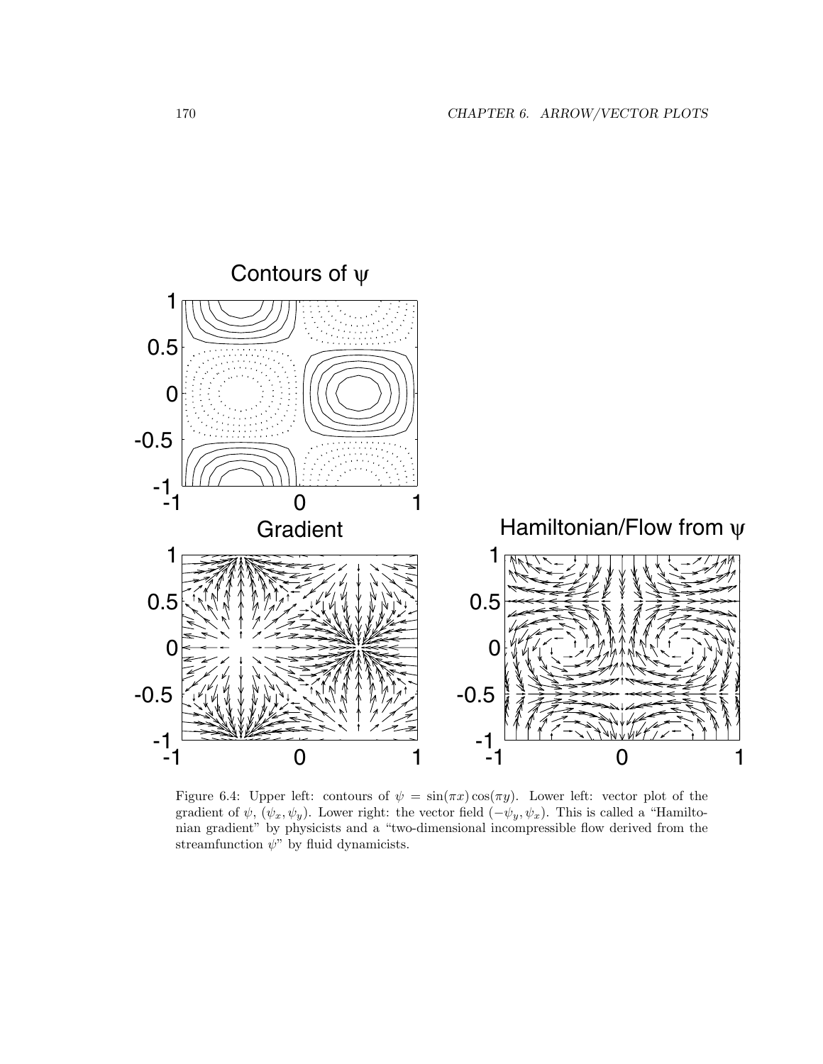Figure 6.4: Upper left: contours of $\psi = \sin(\pi x)\cos(\pi y)$. Lower left: vector plot of the gradient of $\psi$, $(\psi_x, \psi_y)$. Lower right: the vector field $(-\psi_y, \psi_x)$. This is called a "Hamiltonian gradient" by physicists and a "two-dimensional incompressible flow derived from the streamfunction $\psi$" by fluid dynamicists.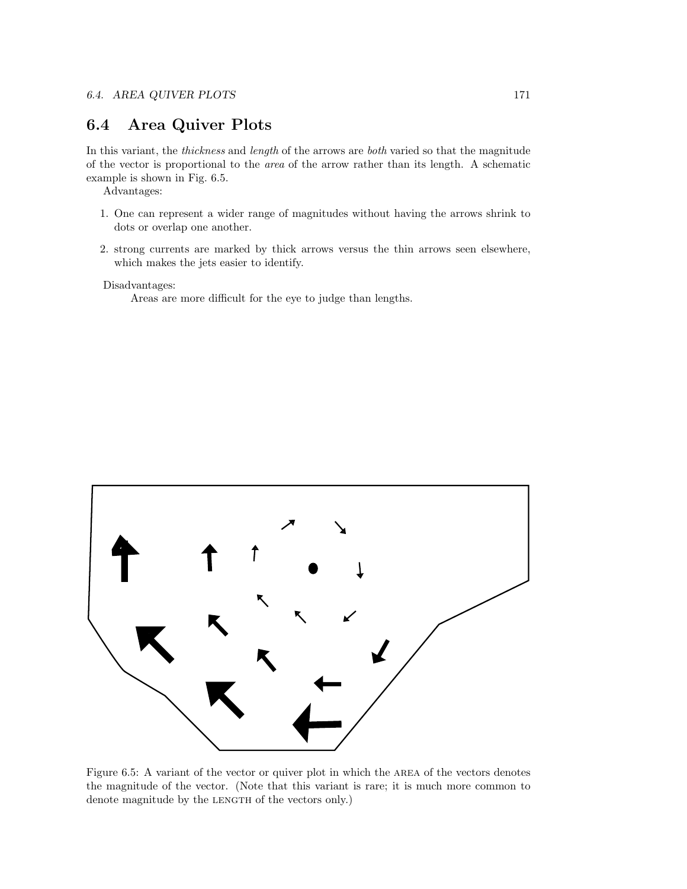## 6.4 Area Quiver Plots

In this variant, the *thickness* and *length* of the arrows are *both* varied so that the magnitude of the vector is proportional to the *area* of the arrow rather than its length. A schematic example is shown in Fig. 6.5.

Advantages:

1. One can represent a wider range of magnitudes without having the arrows shrink to dots or overlap one another.
2. strong currents are marked by thick arrows versus the thin arrows seen elsewhere, which makes the jets easier to identify.

Disadvantages:

Areas are more difficult for the eye to judge than lengths.

Figure 6.5: A variant of the vector or quiver plot in which the AREA of the vectors denotes the magnitude of the vector. (Note that this variant is rare; it is much more common to denote magnitude by the LENGTH of the vectors only.)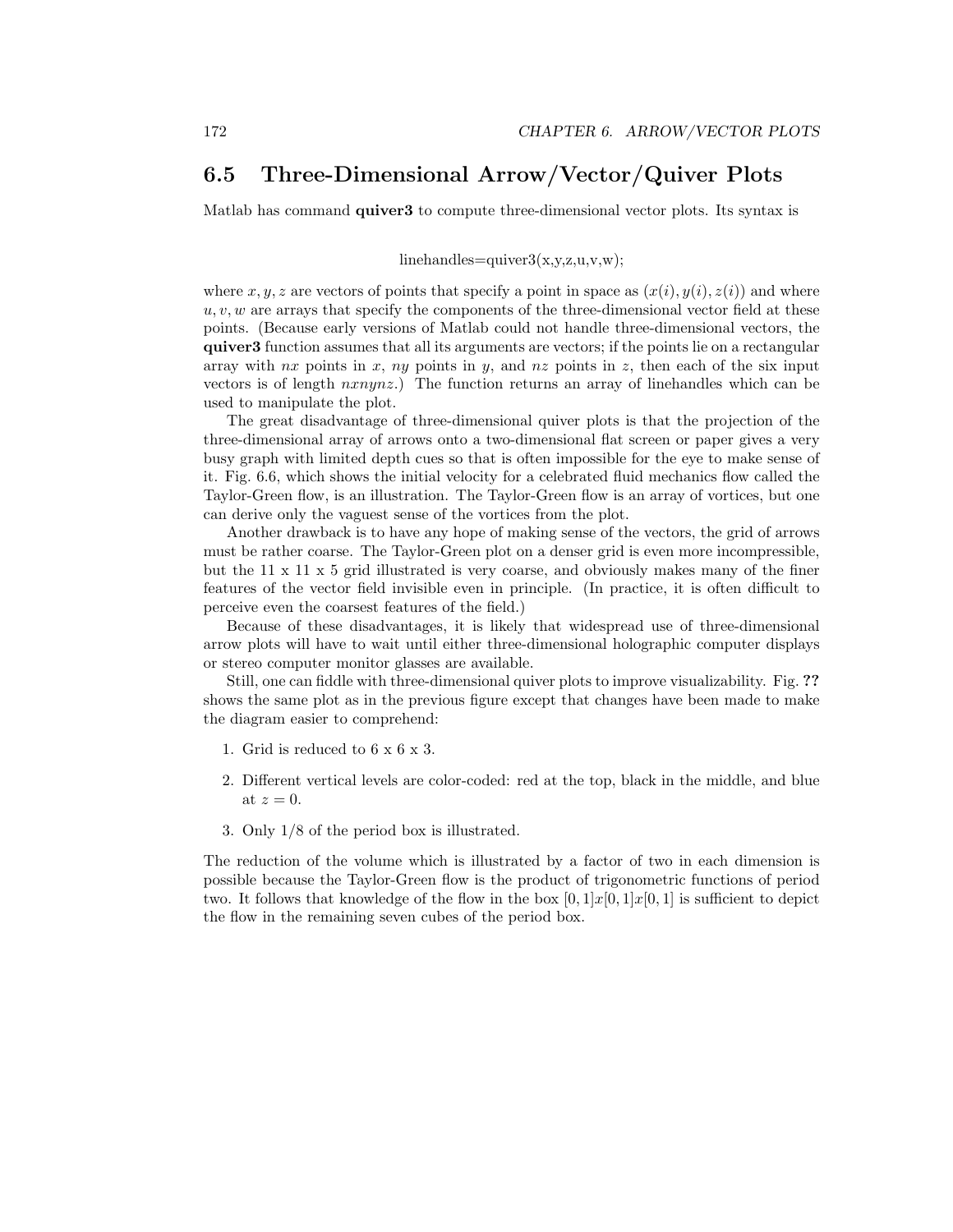## 6.5 Three-Dimensional Arrow/Vector/Quiver Plots

Matlab has command **quiver3** to compute three-dimensional vector plots. Its syntax is

linehandles=quiver3(x,y,z,u,v,w);

where $x, y, z$ are vectors of points that specify a point in space as $(x(i), y(i), z(i))$ and where $u, v, w$ are arrays that specify the components of the three-dimensional vector field at these points. (Because early versions of Matlab could not handle three-dimensional vectors, the **quiver3** function assumes that all its arguments are vectors; if the points lie on a rectangular array with $nx$ points in $x$, $ny$ points in $y$, and $nz$ points in $z$, then each of the six input vectors is of length $nxnynz$.) The function returns an array of linehandles which can be used to manipulate the plot.

The great disadvantage of three-dimensional quiver plots is that the projection of the three-dimensional array of arrows onto a two-dimensional flat screen or paper gives a very busy graph with limited depth cues so that is often impossible for the eye to make sense of it. Fig. 6.6, which shows the initial velocity for a celebrated fluid mechanics flow called the Taylor-Green flow, is an illustration. The Taylor-Green flow is an array of vortices, but one can derive only the vaguest sense of the vortices from the plot.

Another drawback is to have any hope of making sense of the vectors, the grid of arrows must be rather coarse. The Taylor-Green plot on a denser grid is even more incompressible, but the 11 x 11 x 5 grid illustrated is very coarse, and obviously makes many of the finer features of the vector field invisible even in principle. (In practice, it is often difficult to perceive even the coarsest features of the field.)

Because of these disadvantages, it is likely that widespread use of three-dimensional arrow plots will have to wait until either three-dimensional holographic computer displays or stereo computer monitor glasses are available.

Still, one can fiddle with three-dimensional quiver plots to improve visualizability. Fig. **??** shows the same plot as in the previous figure except that changes have been made to make the diagram easier to comprehend:

1. Grid is reduced to 6 x 6 x 3.
2. Different vertical levels are color-coded: red at the top, black in the middle, and blue at $z = 0$.
3. Only 1/8 of the period box is illustrated.

The reduction of the volume which is illustrated by a factor of two in each dimension is possible because the Taylor-Green flow is the product of trigonometric functions of period two. It follows that knowledge of the flow in the box $[0, 1]x[0, 1]x[0, 1]$ is sufficient to depict the flow in the remaining seven cubes of the period box.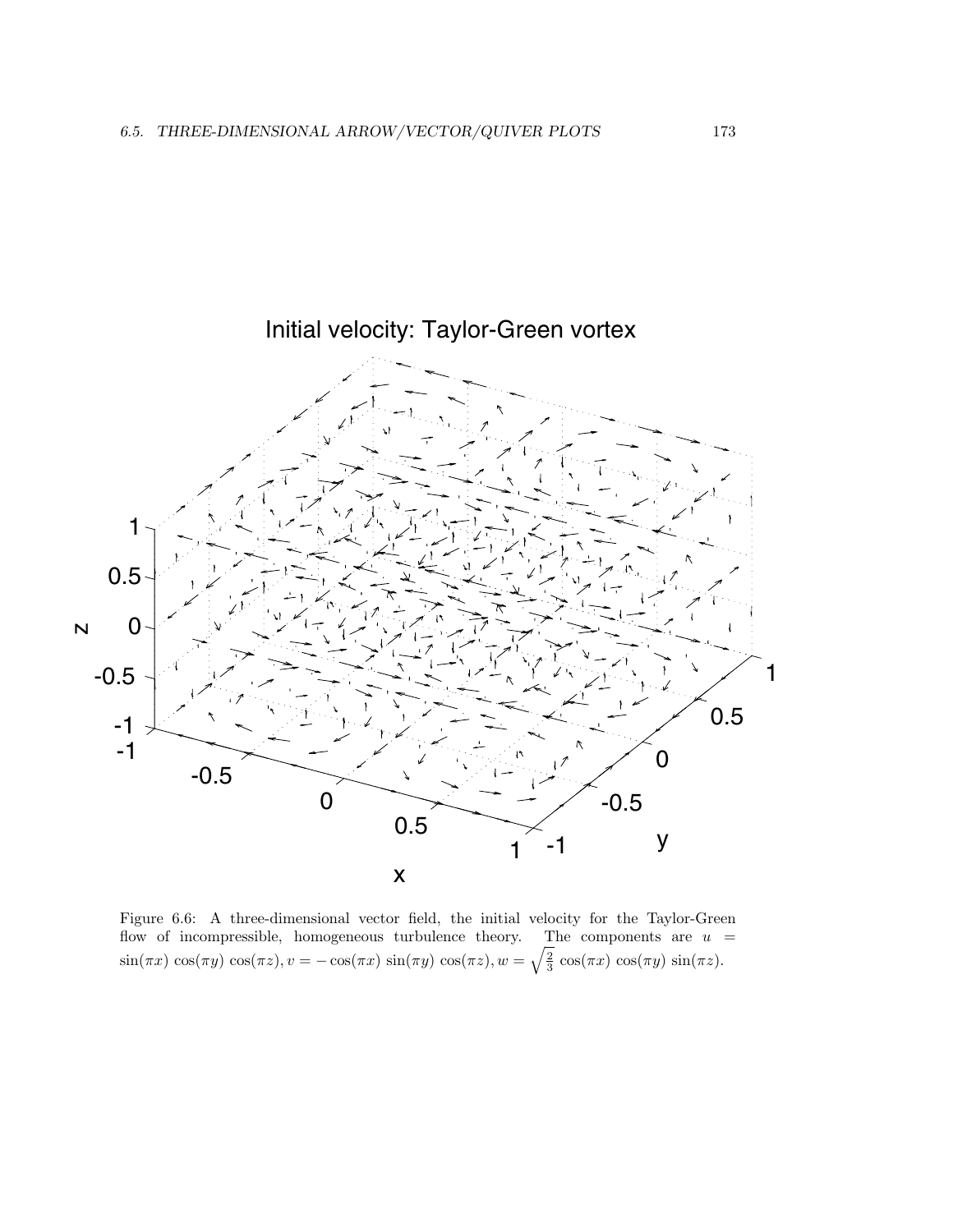Figure 6.6: A three-dimensional vector field, the initial velocity for the Taylor-Green flow of incompressible, homogeneous turbulence theory. The components are $u = \sin(\pi x)\,\cos(\pi y)\,\cos(\pi z), v = -\cos(\pi x)\,\sin(\pi y)\,\cos(\pi z), w = \sqrt{\frac{2}{3}}\,\cos(\pi x)\,\cos(\pi y)\,\sin(\pi z)$.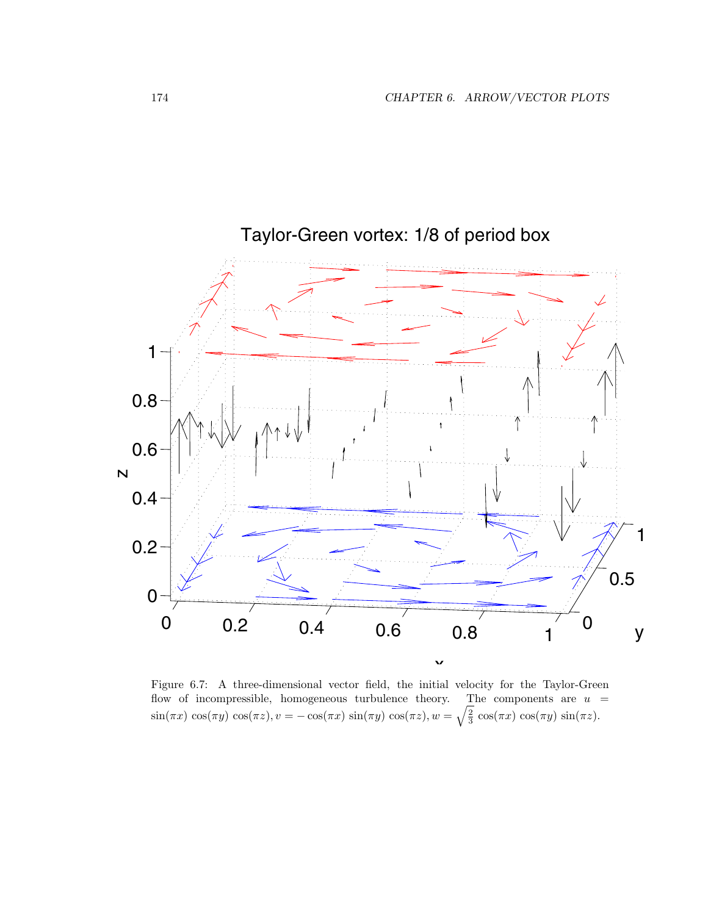Taylor-Green vortex: 1/8 of period box

z

1

0.8

0.6

0.4

0.2

0

0

0.2

0.4

0.6

0.8

1

x

0

0.5

1

y

Figure 6.7: A three-dimensional vector field, the initial velocity for the Taylor-Green flow of incompressible, homogeneous turbulence theory. The components are $u = \sin(\pi x)\,\cos(\pi y)\,\cos(\pi z), v = -\cos(\pi x)\,\sin(\pi y)\,\cos(\pi z), w = \sqrt{\frac{2}{3}}\,\cos(\pi x)\,\cos(\pi y)\,\sin(\pi z)$.